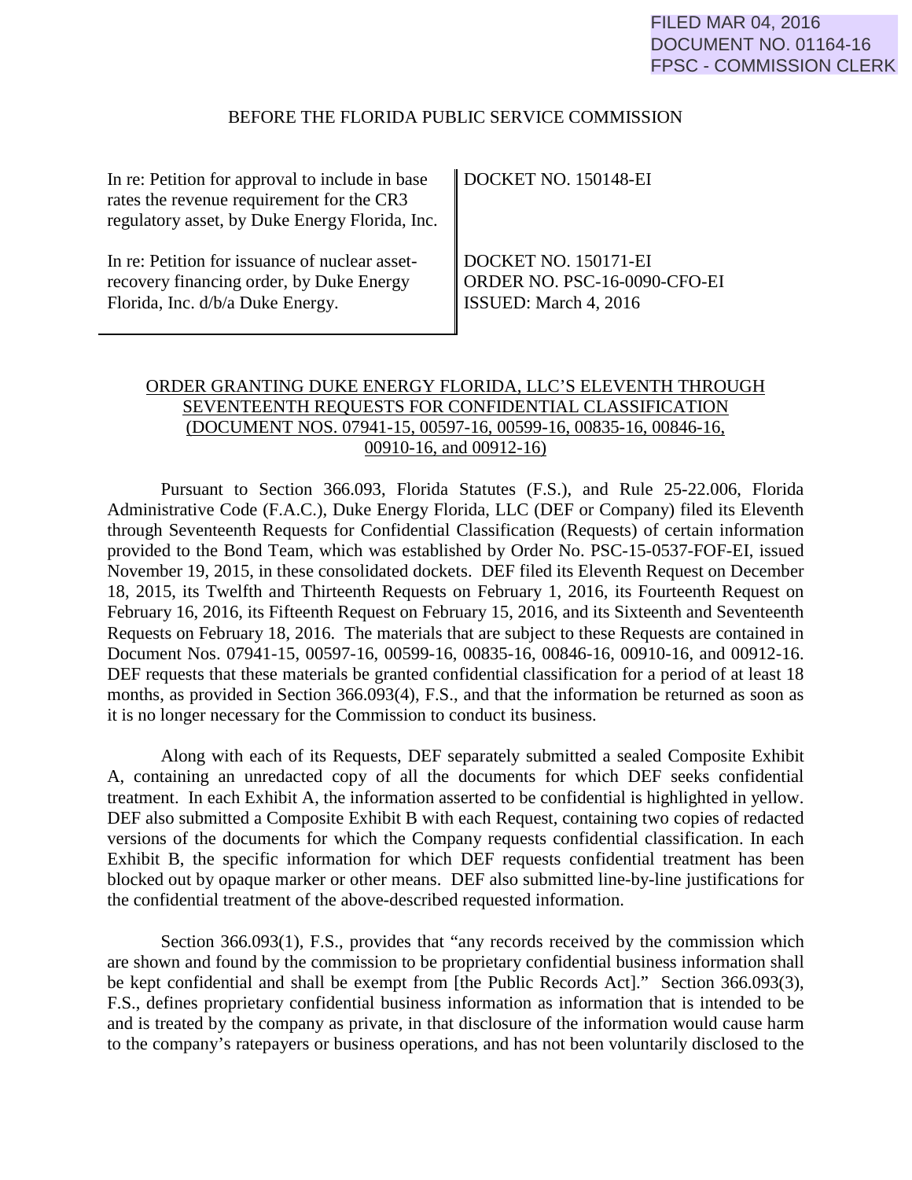FILED MAR 04, 2016
DOCUMENT NO. 01164-16
FPSC - COMMISSION CLERK

BEFORE THE FLORIDA PUBLIC SERVICE COMMISSION

| | |
|---|---|
| In re: Petition for approval to include in base rates the revenue requirement for the CR3 regulatory asset, by Duke Energy Florida, Inc. | DOCKET NO. 150148-EI |
| In re: Petition for issuance of nuclear asset-recovery financing order, by Duke Energy Florida, Inc. d/b/a Duke Energy. | DOCKET NO. 150171-EI<br>ORDER NO. PSC-16-0090-CFO-EI<br>ISSUED: March 4, 2016 |

ORDER GRANTING DUKE ENERGY FLORIDA, LLC'S ELEVENTH THROUGH SEVENTEENTH REQUESTS FOR CONFIDENTIAL CLASSIFICATION (DOCUMENT NOS. 07941-15, 00597-16, 00599-16, 00835-16, 00846-16, 00910-16, and 00912-16)

Pursuant to Section 366.093, Florida Statutes (F.S.), and Rule 25-22.006, Florida Administrative Code (F.A.C.), Duke Energy Florida, LLC (DEF or Company) filed its Eleventh through Seventeenth Requests for Confidential Classification (Requests) of certain information provided to the Bond Team, which was established by Order No. PSC-15-0537-FOF-EI, issued November 19, 2015, in these consolidated dockets. DEF filed its Eleventh Request on December 18, 2015, its Twelfth and Thirteenth Requests on February 1, 2016, its Fourteenth Request on February 16, 2016, its Fifteenth Request on February 15, 2016, and its Sixteenth and Seventeenth Requests on February 18, 2016. The materials that are subject to these Requests are contained in Document Nos. 07941-15, 00597-16, 00599-16, 00835-16, 00846-16, 00910-16, and 00912-16. DEF requests that these materials be granted confidential classification for a period of at least 18 months, as provided in Section 366.093(4), F.S., and that the information be returned as soon as it is no longer necessary for the Commission to conduct its business.

Along with each of its Requests, DEF separately submitted a sealed Composite Exhibit A, containing an unredacted copy of all the documents for which DEF seeks confidential treatment. In each Exhibit A, the information asserted to be confidential is highlighted in yellow. DEF also submitted a Composite Exhibit B with each Request, containing two copies of redacted versions of the documents for which the Company requests confidential classification. In each Exhibit B, the specific information for which DEF requests confidential treatment has been blocked out by opaque marker or other means. DEF also submitted line-by-line justifications for the confidential treatment of the above-described requested information.

Section 366.093(1), F.S., provides that "any records received by the commission which are shown and found by the commission to be proprietary confidential business information shall be kept confidential and shall be exempt from [the Public Records Act]." Section 366.093(3), F.S., defines proprietary confidential business information as information that is intended to be and is treated by the company as private, in that disclosure of the information would cause harm to the company's ratepayers or business operations, and has not been voluntarily disclosed to the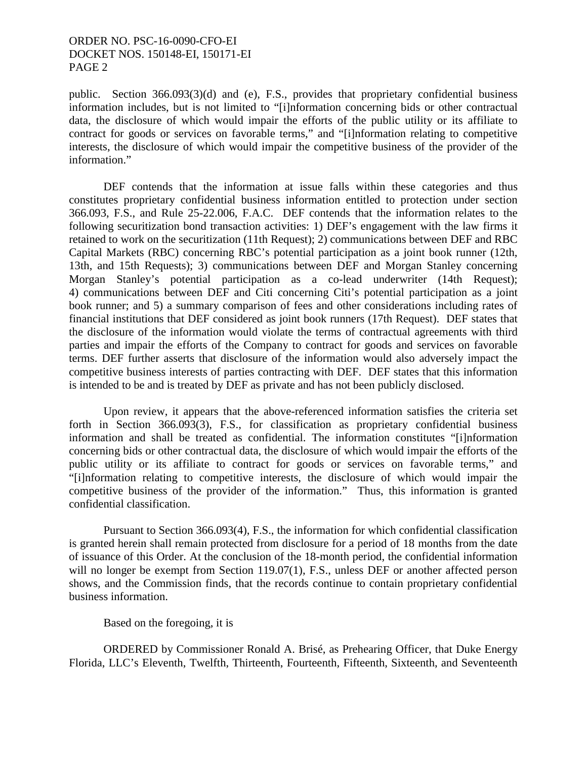public. Section 366.093(3)(d) and (e), F.S., provides that proprietary confidential business information includes, but is not limited to "[i]nformation concerning bids or other contractual data, the disclosure of which would impair the efforts of the public utility or its affiliate to contract for goods or services on favorable terms," and "[i]nformation relating to competitive interests, the disclosure of which would impair the competitive business of the provider of the information."

DEF contends that the information at issue falls within these categories and thus constitutes proprietary confidential business information entitled to protection under section 366.093, F.S., and Rule 25-22.006, F.A.C. DEF contends that the information relates to the following securitization bond transaction activities: 1) DEF's engagement with the law firms it retained to work on the securitization (11th Request); 2) communications between DEF and RBC Capital Markets (RBC) concerning RBC's potential participation as a joint book runner (12th, 13th, and 15th Requests); 3) communications between DEF and Morgan Stanley concerning Morgan Stanley's potential participation as a co-lead underwriter (14th Request); 4) communications between DEF and Citi concerning Citi's potential participation as a joint book runner; and 5) a summary comparison of fees and other considerations including rates of financial institutions that DEF considered as joint book runners (17th Request). DEF states that the disclosure of the information would violate the terms of contractual agreements with third parties and impair the efforts of the Company to contract for goods and services on favorable terms. DEF further asserts that disclosure of the information would also adversely impact the competitive business interests of parties contracting with DEF. DEF states that this information is intended to be and is treated by DEF as private and has not been publicly disclosed.

Upon review, it appears that the above-referenced information satisfies the criteria set forth in Section 366.093(3), F.S., for classification as proprietary confidential business information and shall be treated as confidential. The information constitutes "[i]nformation concerning bids or other contractual data, the disclosure of which would impair the efforts of the public utility or its affiliate to contract for goods or services on favorable terms," and "[i]nformation relating to competitive interests, the disclosure of which would impair the competitive business of the provider of the information." Thus, this information is granted confidential classification.

Pursuant to Section 366.093(4), F.S., the information for which confidential classification is granted herein shall remain protected from disclosure for a period of 18 months from the date of issuance of this Order. At the conclusion of the 18-month period, the confidential information will no longer be exempt from Section 119.07(1), F.S., unless DEF or another affected person shows, and the Commission finds, that the records continue to contain proprietary confidential business information.

Based on the foregoing, it is

ORDERED by Commissioner Ronald A. Brisé, as Prehearing Officer, that Duke Energy Florida, LLC's Eleventh, Twelfth, Thirteenth, Fourteenth, Fifteenth, Sixteenth, and Seventeenth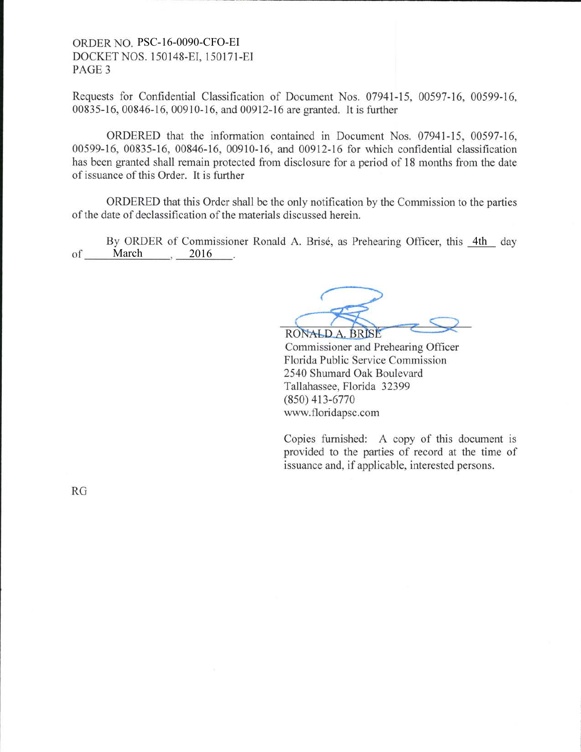Requests for Confidential Classification of Document Nos. 07941-15, 00597-16, 00599-16, 00835-16, 00846-16, 00910-16, and 00912-16 are granted. It is further

ORDERED that the information contained in Document Nos. 07941-15, 00597-16, 00599-16, 00835-16, 00846-16, 00910-16, and 00912-16 for which confidential classification has been granted shall remain protected from disclosure for a period of 18 months from the date of issuance of this Order. It is further

ORDERED that this Order shall be the only notification by the Commission to the parties of the date of declassification of the materials discussed herein.

By ORDER of Commissioner Ronald A. Brisé, as Prehearing Officer, this 4th day of March, 2016.

RONALD A. BRISÉ
Commissioner and Prehearing Officer
Florida Public Service Commission
2540 Shumard Oak Boulevard
Tallahassee, Florida 32399
(850) 413-6770
www.floridapsc.com

Copies furnished: A copy of this document is provided to the parties of record at the time of issuance and, if applicable, interested persons.

RG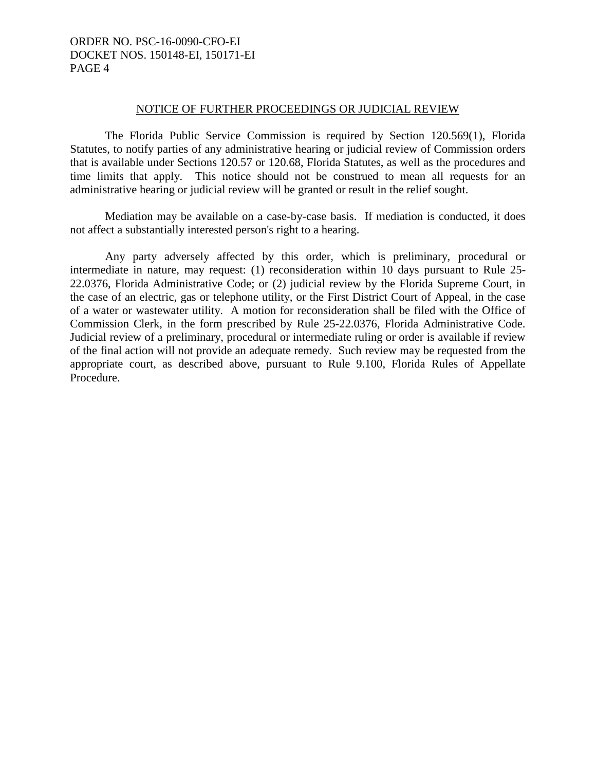## NOTICE OF FURTHER PROCEEDINGS OR JUDICIAL REVIEW

The Florida Public Service Commission is required by Section 120.569(1), Florida Statutes, to notify parties of any administrative hearing or judicial review of Commission orders that is available under Sections 120.57 or 120.68, Florida Statutes, as well as the procedures and time limits that apply. This notice should not be construed to mean all requests for an administrative hearing or judicial review will be granted or result in the relief sought.

Mediation may be available on a case-by-case basis. If mediation is conducted, it does not affect a substantially interested person's right to a hearing.

Any party adversely affected by this order, which is preliminary, procedural or intermediate in nature, may request: (1) reconsideration within 10 days pursuant to Rule 25-22.0376, Florida Administrative Code; or (2) judicial review by the Florida Supreme Court, in the case of an electric, gas or telephone utility, or the First District Court of Appeal, in the case of a water or wastewater utility. A motion for reconsideration shall be filed with the Office of Commission Clerk, in the form prescribed by Rule 25-22.0376, Florida Administrative Code. Judicial review of a preliminary, procedural or intermediate ruling or order is available if review of the final action will not provide an adequate remedy. Such review may be requested from the appropriate court, as described above, pursuant to Rule 9.100, Florida Rules of Appellate Procedure.